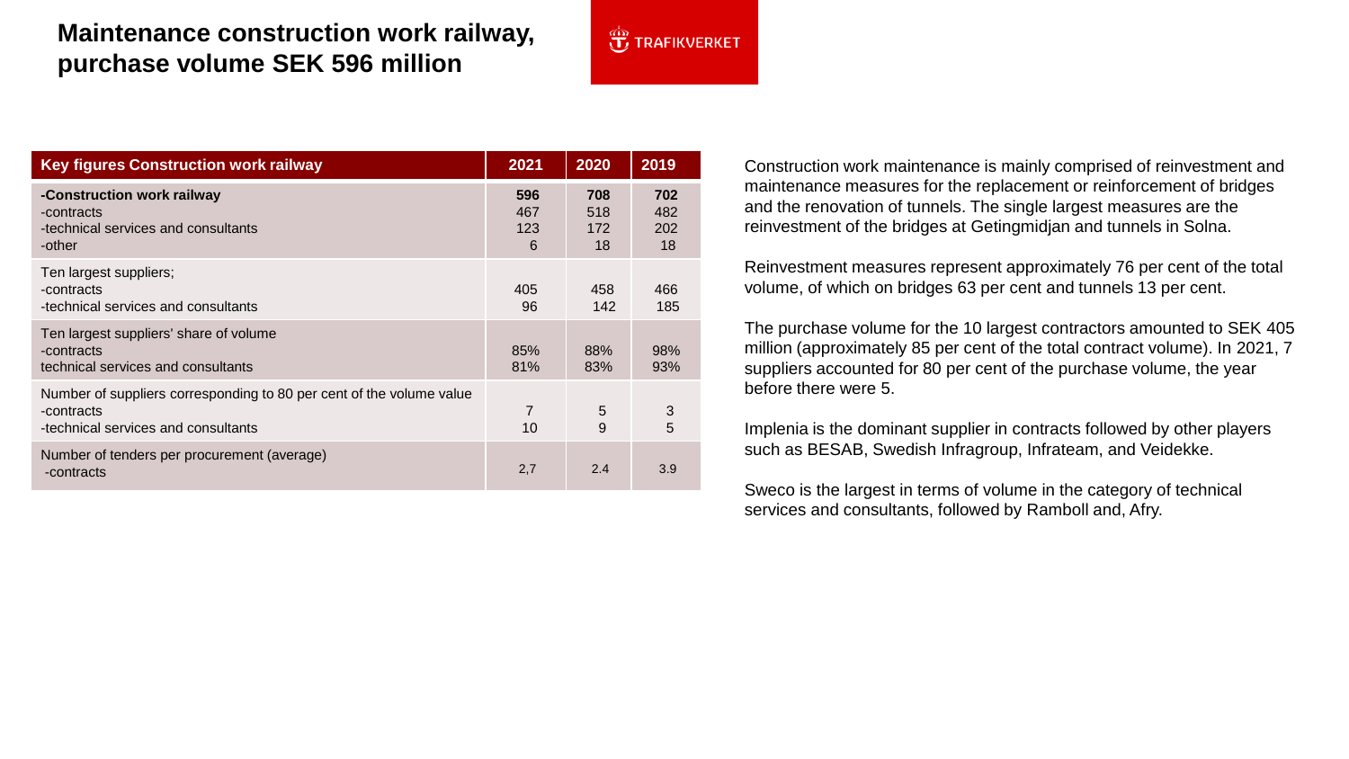# Maintenance construction work railway, purchase volume SEK 596 million

TRAFIKVERKET

| Key figures Construction work railway | 2021 | 2020 | 2019 |
|---|---|---|---|
| **-Construction work railway** | **596** | **708** | **702** |
| -contracts | 467 | 518 | 482 |
| -technical services and consultants | 123 | 172 | 202 |
| -other | 6 | 18 | 18 |
| Ten largest suppliers; | | | |
| -contracts | 405 | 458 | 466 |
| -technical services and consultants | 96 | 142 | 185 |
| Ten largest suppliers' share of volume | | | |
| -contracts | 85% | 88% | 98% |
| technical services and consultants | 81% | 83% | 93% |
| Number of suppliers corresponding to 80 per cent of the volume value | | | |
| -contracts | 7 | 5 | 3 |
| -technical services and consultants | 10 | 9 | 5 |
| Number of tenders per procurement (average) | | | |
| -contracts | 2,7 | 2.4 | 3.9 |

Construction work maintenance is mainly comprised of reinvestment and maintenance measures for the replacement or reinforcement of bridges and the renovation of tunnels. The single largest measures are the reinvestment of the bridges at Getingmidjan and tunnels in Solna.

Reinvestment measures represent approximately 76 per cent of the total volume, of which on bridges 63 per cent and tunnels 13 per cent.

The purchase volume for the 10 largest contractors amounted to SEK 405 million (approximately 85 per cent of the total contract volume). In 2021, 7 suppliers accounted for 80 per cent of the purchase volume, the year before there were 5.

Implenia is the dominant supplier in contracts followed by other players such as BESAB, Swedish Infragroup, Infrateam, and Veidekke.

Sweco is the largest in terms of volume in the category of technical services and consultants, followed by Ramboll and, Afry.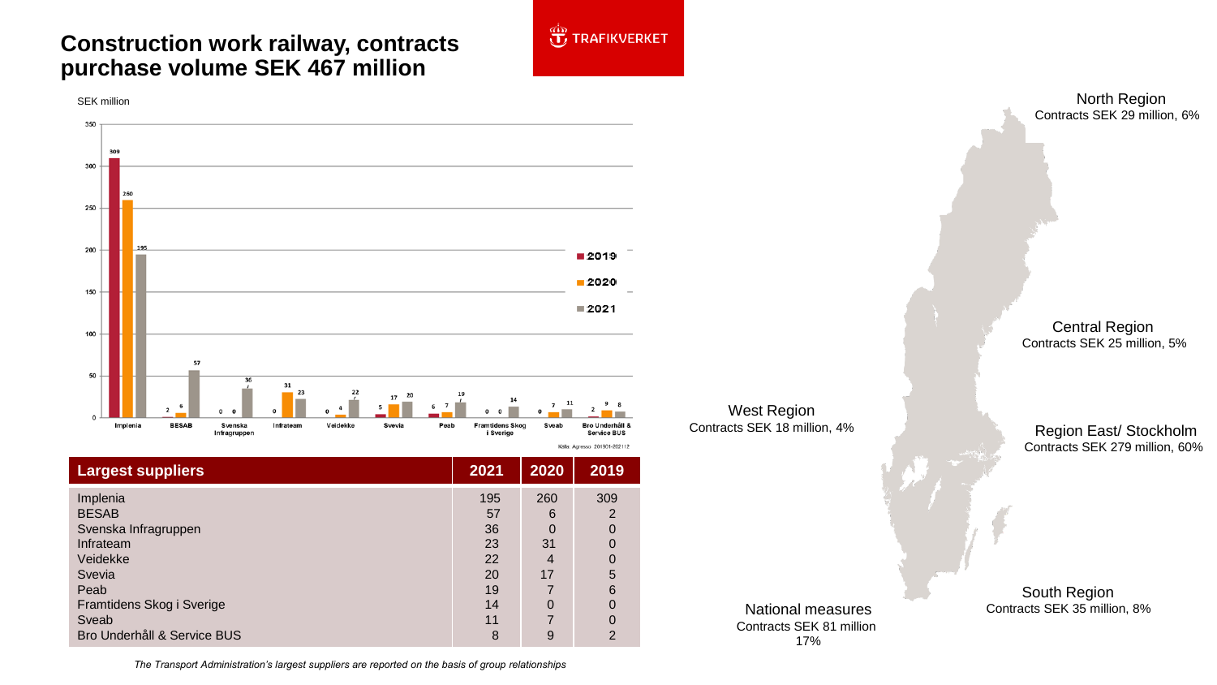# Construction work railway, contracts purchase volume SEK 467 million

TRAFIKVERKET

SEK million

| | 2019 | 2020 | 2021 |
|---|---|---|---|
| Implenia | 309 | 260 | 195 |
| BESAB | 2 | 6 | 57 |
| Svenska Infragruppen | 0 | 0 | 36 |
| Infrateam | 0 | 31 | 23 |
| Veidekke | 0 | 4 | 22 |
| Svevia | 5 | 17 | 20 |
| Peab | 6 | 7 | 19 |
| Framtidens Skog i Sverige | 0 | 0 | 14 |
| Sveab | 0 | 7 | 11 |
| Bro Underhåll & Service BUS | 2 | 9 | 8 |

Källa: Agresso 201901-202112

| Largest suppliers | 2021 | 2020 | 2019 |
|---|---|---|---|
| Implenia | 195 | 260 | 309 |
| BESAB | 57 | 6 | 2 |
| Svenska Infragruppen | 36 | 0 | 0 |
| Infrateam | 23 | 31 | 0 |
| Veidekke | 22 | 4 | 0 |
| Svevia | 20 | 17 | 5 |
| Peab | 19 | 7 | 6 |
| Framtidens Skog i Sverige | 14 | 0 | 0 |
| Sveab | 11 | 7 | 0 |
| Bro Underhåll & Service BUS | 8 | 9 | 2 |

*The Transport Administration's largest suppliers are reported on the basis of group relationships*

North Region
Contracts SEK 29 million, 6%

Central Region
Contracts SEK 25 million, 5%

West Region
Contracts SEK 18 million, 4%

Region East/ Stockholm
Contracts SEK 279 million, 60%

South Region
Contracts SEK 35 million, 8%

National measures
Contracts SEK 81 million
17%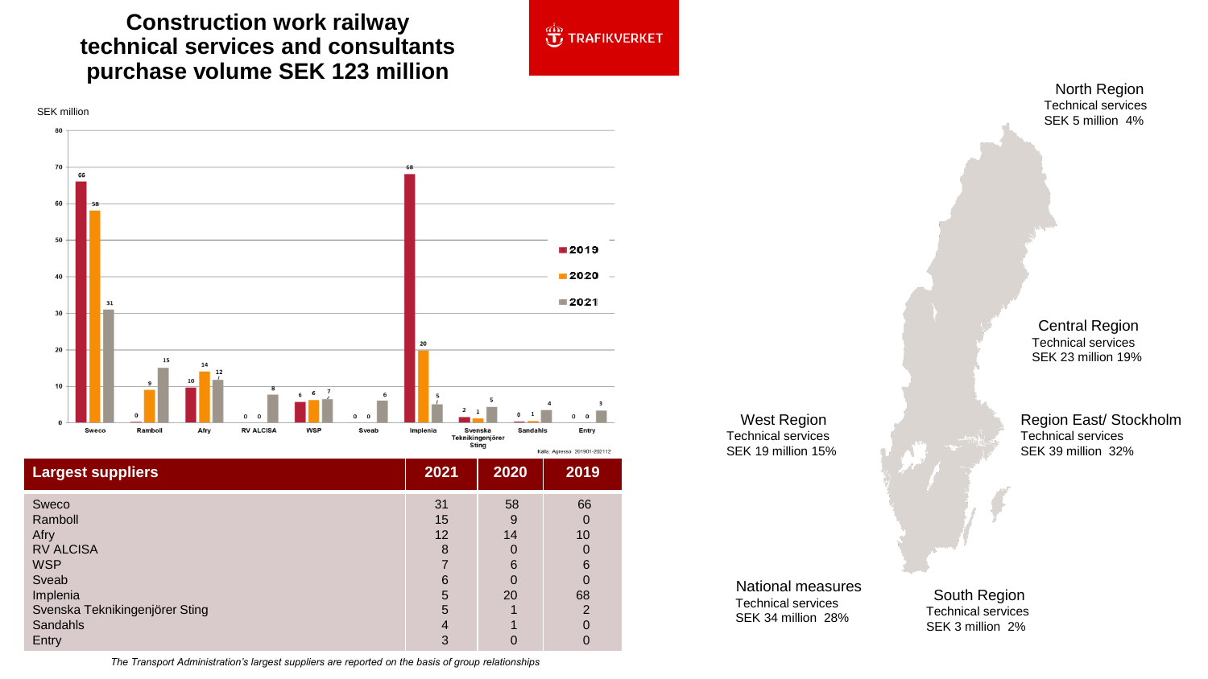# Construction work railway technical services and consultants purchase volume SEK 123 million

TRAFIKVERKET

SEK million

| Supplier | 2019 | 2020 | 2021 |
|---|---|---|---|
| Sweco | 66 | 58 | 31 |
| Ramboll | 0 | 9 | 15 |
| Afry | 10 | 14 | 12 |
| RV ALCISA | 0 | 0 | 8 |
| WSP | 6 | 6 | 7 |
| Sveab | 0 | 0 | 6 |
| Implenia | 68 | 20 | 5 |
| Svenska Teknikingenjörer Sting | 2 | 1 | 5 |
| Sandahls | 0 | 1 | 4 |
| Entry | 0 | 0 | 3 |

Källa: Agresso 201901-202112

| Largest suppliers | 2021 | 2020 | 2019 |
|---|---|---|---|
| Sweco | 31 | 58 | 66 |
| Ramboll | 15 | 9 | 0 |
| Afry | 12 | 14 | 10 |
| RV ALCISA | 8 | 0 | 0 |
| WSP | 7 | 6 | 6 |
| Sveab | 6 | 0 | 0 |
| Implenia | 5 | 20 | 68 |
| Svenska Teknikingenjörer Sting | 5 | 1 | 2 |
| Sandahls | 4 | 1 | 0 |
| Entry | 3 | 0 | 0 |

*The Transport Administration's largest suppliers are reported on the basis of group relationships*

**North Region**
Technical services
SEK 5 million 4%

**Central Region**
Technical services
SEK 23 million 19%

**West Region**
Technical services
SEK 19 million 15%

**Region East/ Stockholm**
Technical services
SEK 39 million 32%

**National measures**
Technical services
SEK 34 million 28%

**South Region**
Technical services
SEK 3 million 2%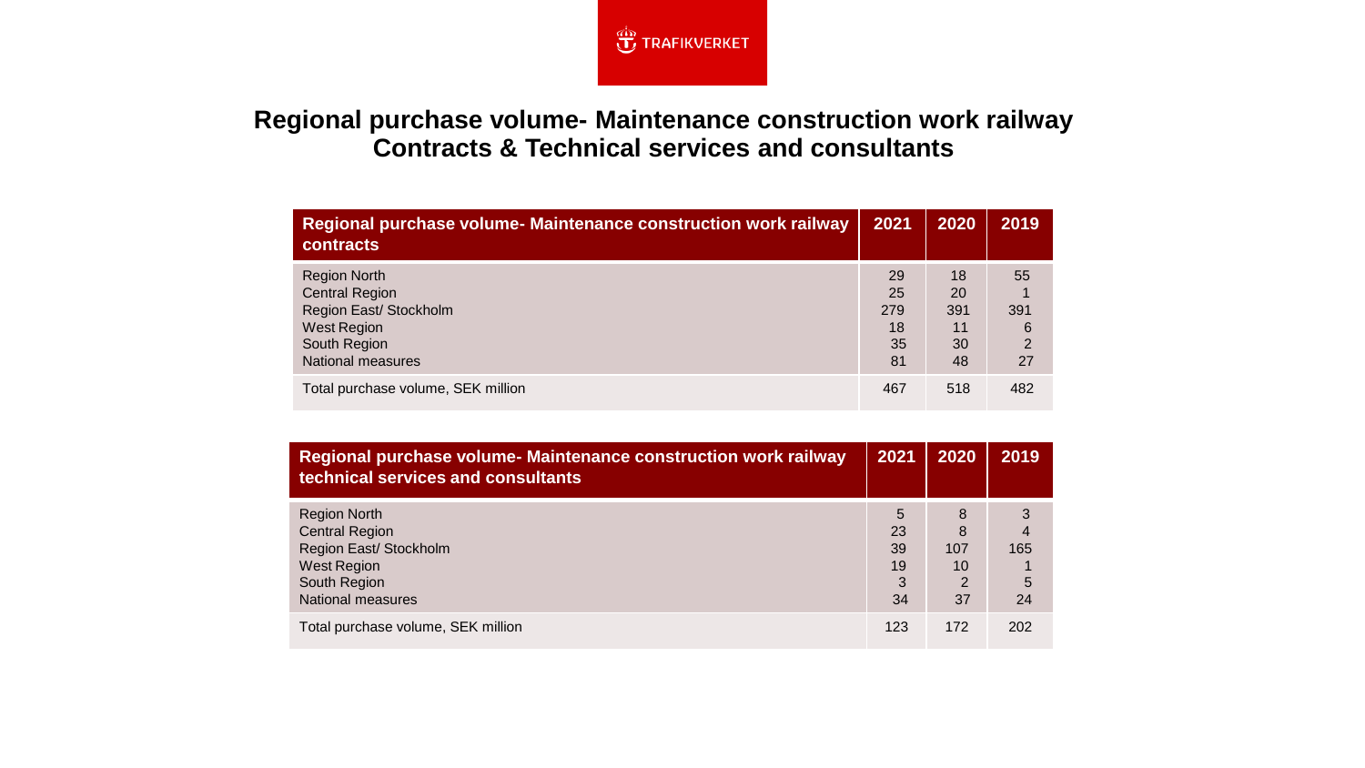TRAFIKVERKET

# Regional purchase volume- Maintenance construction work railway Contracts & Technical services and consultants

| Regional purchase volume- Maintenance construction work railway contracts | 2021 | 2020 | 2019 |
|---|---|---|---|
| Region North | 29 | 18 | 55 |
| Central Region | 25 | 20 | 1 |
| Region East/ Stockholm | 279 | 391 | 391 |
| West Region | 18 | 11 | 6 |
| South Region | 35 | 30 | 2 |
| National measures | 81 | 48 | 27 |
| Total purchase volume, SEK million | 467 | 518 | 482 |

| Regional purchase volume- Maintenance construction work railway technical services and consultants | 2021 | 2020 | 2019 |
|---|---|---|---|
| Region North | 5 | 8 | 3 |
| Central Region | 23 | 8 | 4 |
| Region East/ Stockholm | 39 | 107 | 165 |
| West Region | 19 | 10 | 1 |
| South Region | 3 | 2 | 5 |
| National measures | 34 | 37 | 24 |
| Total purchase volume, SEK million | 123 | 172 | 202 |